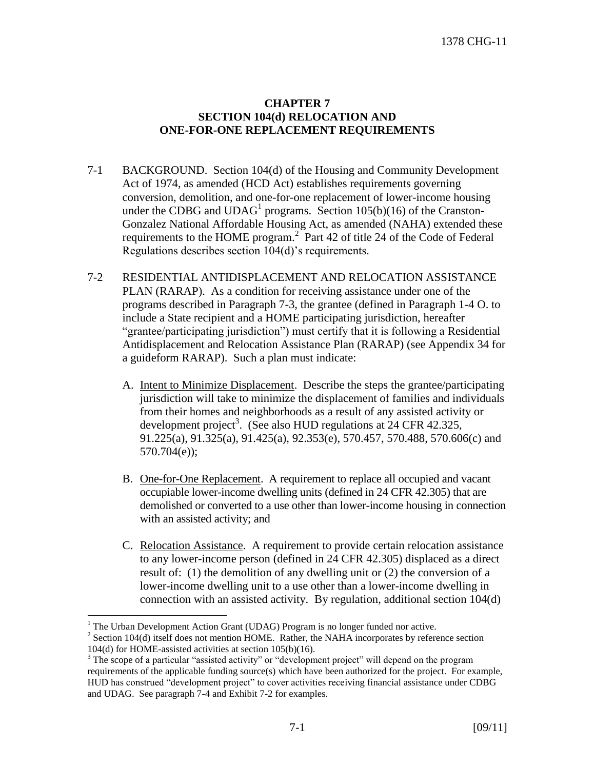# CHAPTER 7
## SECTION 104(d) RELOCATION AND ONE-FOR-ONE REPLACEMENT REQUIREMENTS

7-1 BACKGROUND. Section 104(d) of the Housing and Community Development Act of 1974, as amended (HCD Act) establishes requirements governing conversion, demolition, and one-for-one replacement of lower-income housing under the CDBG and UDAG[1] programs. Section 105(b)(16) of the Cranston-Gonzalez National Affordable Housing Act, as amended (NAHA) extended these requirements to the HOME program.[2] Part 42 of title 24 of the Code of Federal Regulations describes section 104(d)'s requirements.

7-2 RESIDENTIAL ANTIDISPLACEMENT AND RELOCATION ASSISTANCE PLAN (RARAP). As a condition for receiving assistance under one of the programs described in Paragraph 7-3, the grantee (defined in Paragraph 1-4 O. to include a State recipient and a HOME participating jurisdiction, hereafter "grantee/participating jurisdiction") must certify that it is following a Residential Antidisplacement and Relocation Assistance Plan (RARAP) (see Appendix 34 for a guideform RARAP). Such a plan must indicate:

A. <u>Intent to Minimize Displacement</u>. Describe the steps the grantee/participating jurisdiction will take to minimize the displacement of families and individuals from their homes and neighborhoods as a result of any assisted activity or development project[3]. (See also HUD regulations at 24 CFR 42.325, 91.225(a), 91.325(a), 91.425(a), 92.353(e), 570.457, 570.488, 570.606(c) and 570.704(e));

B. <u>One-for-One Replacement</u>. A requirement to replace all occupied and vacant occupiable lower-income dwelling units (defined in 24 CFR 42.305) that are demolished or converted to a use other than lower-income housing in connection with an assisted activity; and

C. <u>Relocation Assistance</u>. A requirement to provide certain relocation assistance to any lower-income person (defined in 24 CFR 42.305) displaced as a direct result of: (1) the demolition of any dwelling unit or (2) the conversion of a lower-income dwelling unit to a use other than a lower-income dwelling in connection with an assisted activity. By regulation, additional section 104(d)

---

[1] The Urban Development Action Grant (UDAG) Program is no longer funded nor active.

[2] Section 104(d) itself does not mention HOME. Rather, the NAHA incorporates by reference section 104(d) for HOME-assisted activities at section 105(b)(16).

[3] The scope of a particular "assisted activity" or "development project" will depend on the program requirements of the applicable funding source(s) which have been authorized for the project. For example, HUD has construed "development project" to cover activities receiving financial assistance under CDBG and UDAG. See paragraph 7-4 and Exhibit 7-2 for examples.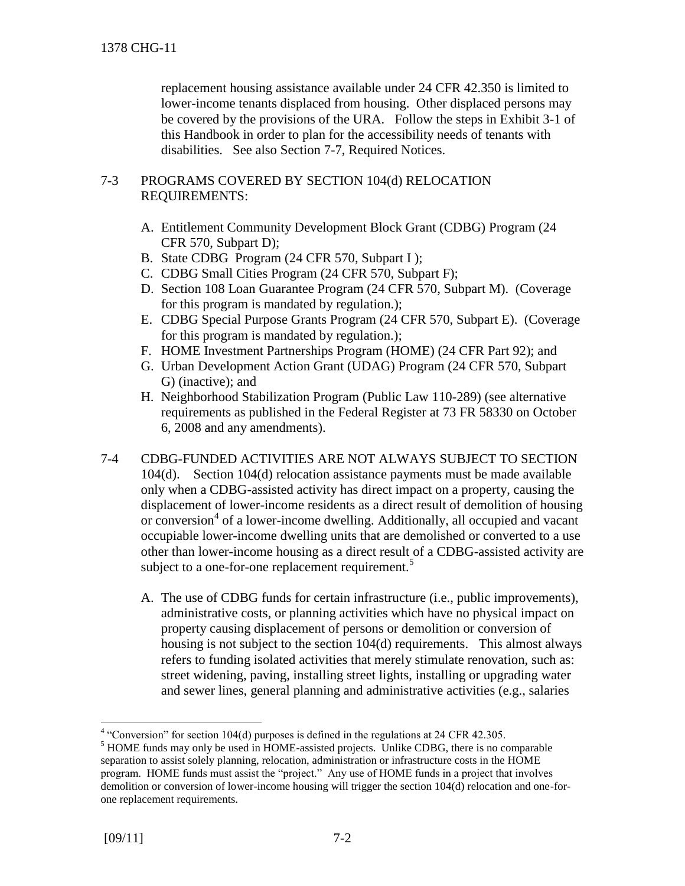replacement housing assistance available under 24 CFR 42.350 is limited to lower-income tenants displaced from housing. Other displaced persons may be covered by the provisions of the URA. Follow the steps in Exhibit 3-1 of this Handbook in order to plan for the accessibility needs of tenants with disabilities. See also Section 7-7, Required Notices.

## 7-3 PROGRAMS COVERED BY SECTION 104(d) RELOCATION REQUIREMENTS:

A. Entitlement Community Development Block Grant (CDBG) Program (24 CFR 570, Subpart D);
B. State CDBG Program (24 CFR 570, Subpart I );
C. CDBG Small Cities Program (24 CFR 570, Subpart F);
D. Section 108 Loan Guarantee Program (24 CFR 570, Subpart M). (Coverage for this program is mandated by regulation.);
E. CDBG Special Purpose Grants Program (24 CFR 570, Subpart E). (Coverage for this program is mandated by regulation.);
F. HOME Investment Partnerships Program (HOME) (24 CFR Part 92); and
G. Urban Development Action Grant (UDAG) Program (24 CFR 570, Subpart G) (inactive); and
H. Neighborhood Stabilization Program (Public Law 110-289) (see alternative requirements as published in the Federal Register at 73 FR 58330 on October 6, 2008 and any amendments).

## 7-4 CDBG-FUNDED ACTIVITIES ARE NOT ALWAYS SUBJECT TO SECTION 104(d).

Section 104(d) relocation assistance payments must be made available only when a CDBG-assisted activity has direct impact on a property, causing the displacement of lower-income residents as a direct result of demolition of housing or conversion[4] of a lower-income dwelling. Additionally, all occupied and vacant occupiable lower-income dwelling units that are demolished or converted to a use other than lower-income housing as a direct result of a CDBG-assisted activity are subject to a one-for-one replacement requirement.[5]

A. The use of CDBG funds for certain infrastructure (i.e., public improvements), administrative costs, or planning activities which have no physical impact on property causing displacement of persons or demolition or conversion of housing is not subject to the section 104(d) requirements. This almost always refers to funding isolated activities that merely stimulate renovation, such as: street widening, paving, installing street lights, installing or upgrading water and sewer lines, general planning and administrative activities (e.g., salaries

---

[4] "Conversion" for section 104(d) purposes is defined in the regulations at 24 CFR 42.305.

[5] HOME funds may only be used in HOME-assisted projects. Unlike CDBG, there is no comparable separation to assist solely planning, relocation, administration or infrastructure costs in the HOME program. HOME funds must assist the "project." Any use of HOME funds in a project that involves demolition or conversion of lower-income housing will trigger the section 104(d) relocation and one-for-one replacement requirements.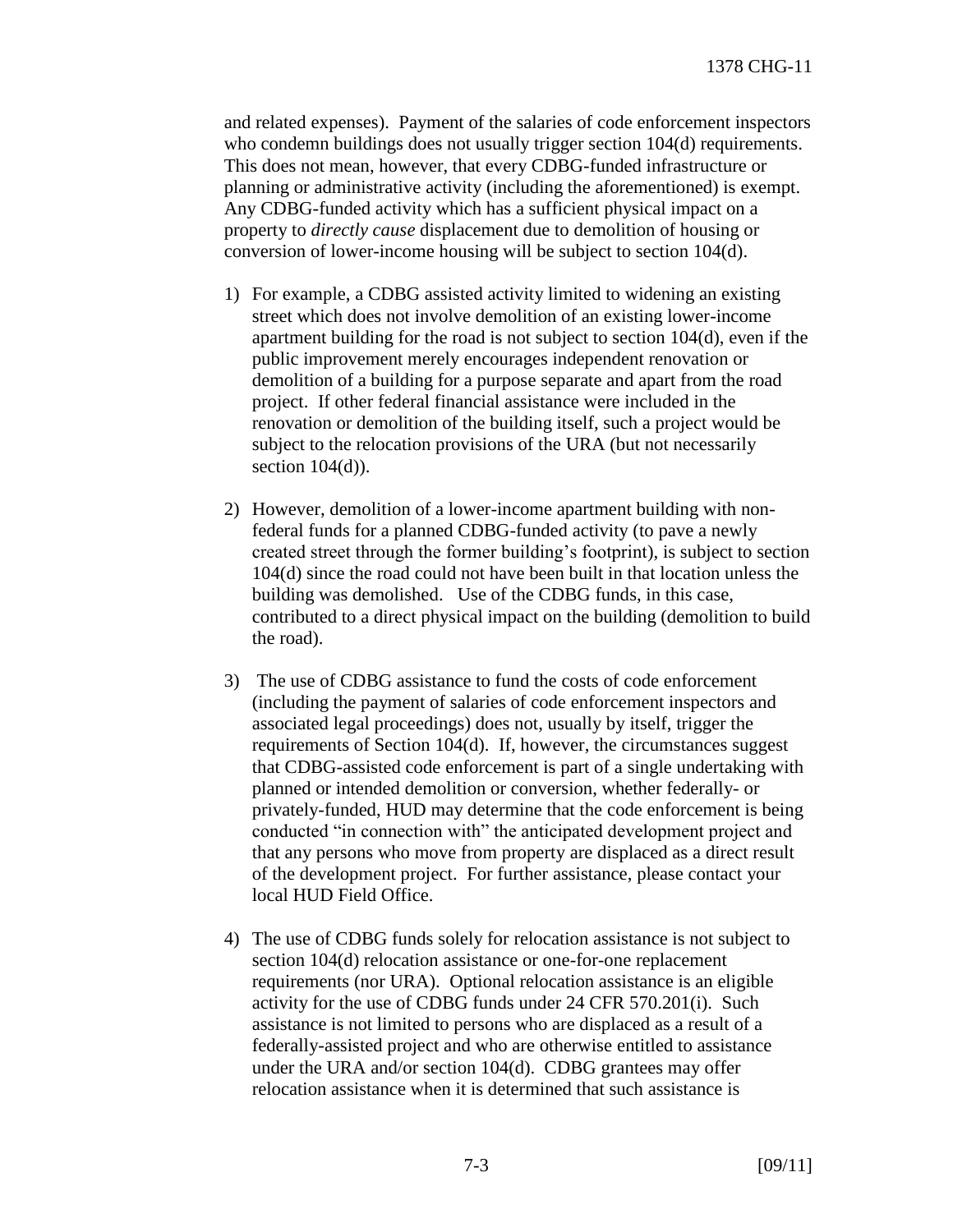and related expenses). Payment of the salaries of code enforcement inspectors who condemn buildings does not usually trigger section 104(d) requirements. This does not mean, however, that every CDBG-funded infrastructure or planning or administrative activity (including the aforementioned) is exempt. Any CDBG-funded activity which has a sufficient physical impact on a property to *directly cause* displacement due to demolition of housing or conversion of lower-income housing will be subject to section 104(d).

1) For example, a CDBG assisted activity limited to widening an existing street which does not involve demolition of an existing lower-income apartment building for the road is not subject to section 104(d), even if the public improvement merely encourages independent renovation or demolition of a building for a purpose separate and apart from the road project. If other federal financial assistance were included in the renovation or demolition of the building itself, such a project would be subject to the relocation provisions of the URA (but not necessarily section 104(d)).

2) However, demolition of a lower-income apartment building with non-federal funds for a planned CDBG-funded activity (to pave a newly created street through the former building's footprint), is subject to section 104(d) since the road could not have been built in that location unless the building was demolished. Use of the CDBG funds, in this case, contributed to a direct physical impact on the building (demolition to build the road).

3) The use of CDBG assistance to fund the costs of code enforcement (including the payment of salaries of code enforcement inspectors and associated legal proceedings) does not, usually by itself, trigger the requirements of Section 104(d). If, however, the circumstances suggest that CDBG-assisted code enforcement is part of a single undertaking with planned or intended demolition or conversion, whether federally- or privately-funded, HUD may determine that the code enforcement is being conducted "in connection with" the anticipated development project and that any persons who move from property are displaced as a direct result of the development project. For further assistance, please contact your local HUD Field Office.

4) The use of CDBG funds solely for relocation assistance is not subject to section 104(d) relocation assistance or one-for-one replacement requirements (nor URA). Optional relocation assistance is an eligible activity for the use of CDBG funds under 24 CFR 570.201(i). Such assistance is not limited to persons who are displaced as a result of a federally-assisted project and who are otherwise entitled to assistance under the URA and/or section 104(d). CDBG grantees may offer relocation assistance when it is determined that such assistance is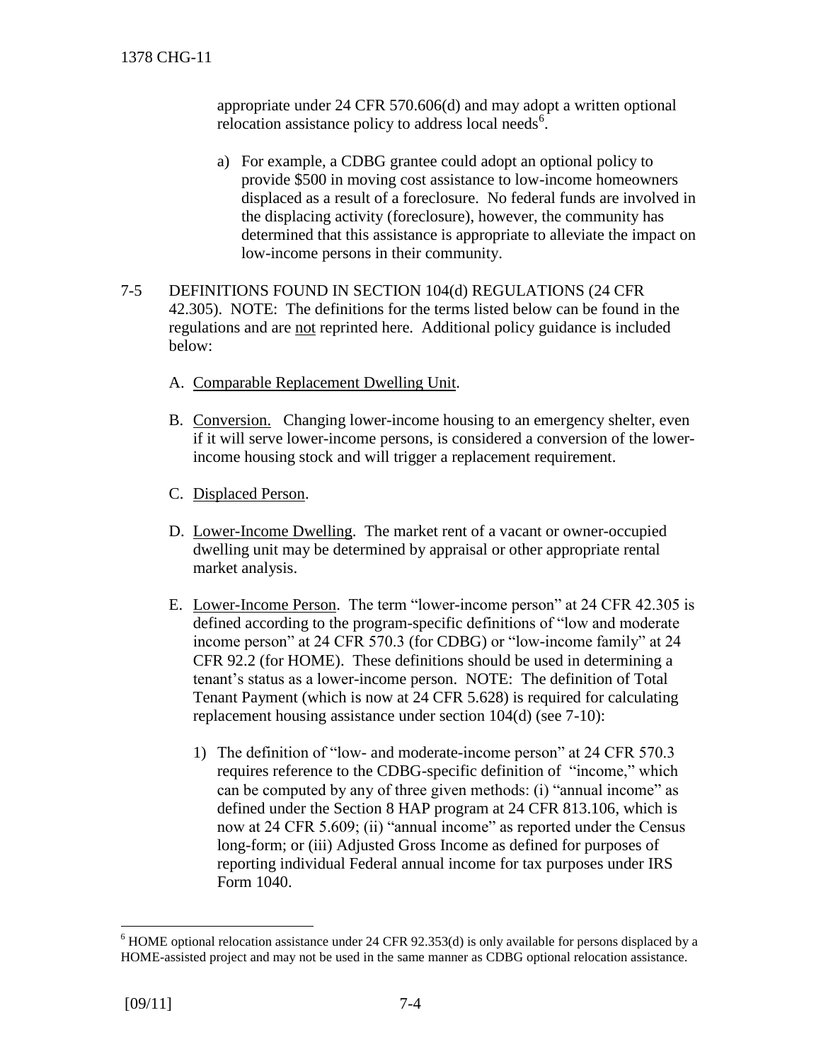appropriate under 24 CFR 570.606(d) and may adopt a written optional relocation assistance policy to address local needs[6].

a) For example, a CDBG grantee could adopt an optional policy to provide $500 in moving cost assistance to low-income homeowners displaced as a result of a foreclosure. No federal funds are involved in the displacing activity (foreclosure), however, the community has determined that this assistance is appropriate to alleviate the impact on low-income persons in their community.

7-5 DEFINITIONS FOUND IN SECTION 104(d) REGULATIONS (24 CFR 42.305). NOTE: The definitions for the terms listed below can be found in the regulations and are <u>not</u> reprinted here. Additional policy guidance is included below:

A. <u>Comparable Replacement Dwelling Unit</u>.

B. <u>Conversion.</u> Changing lower-income housing to an emergency shelter, even if it will serve lower-income persons, is considered a conversion of the lower-income housing stock and will trigger a replacement requirement.

C. <u>Displaced Person</u>.

D. <u>Lower-Income Dwelling</u>. The market rent of a vacant or owner-occupied dwelling unit may be determined by appraisal or other appropriate rental market analysis.

E. <u>Lower-Income Person</u>. The term "lower-income person" at 24 CFR 42.305 is defined according to the program-specific definitions of "low and moderate income person" at 24 CFR 570.3 (for CDBG) or "low-income family" at 24 CFR 92.2 (for HOME). These definitions should be used in determining a tenant's status as a lower-income person. NOTE: The definition of Total Tenant Payment (which is now at 24 CFR 5.628) is required for calculating replacement housing assistance under section 104(d) (see 7-10):

1) The definition of "low- and moderate-income person" at 24 CFR 570.3 requires reference to the CDBG-specific definition of "income," which can be computed by any of three given methods: (i) "annual income" as defined under the Section 8 HAP program at 24 CFR 813.106, which is now at 24 CFR 5.609; (ii) "annual income" as reported under the Census long-form; or (iii) Adjusted Gross Income as defined for purposes of reporting individual Federal annual income for tax purposes under IRS Form 1040.

---

[6] HOME optional relocation assistance under 24 CFR 92.353(d) is only available for persons displaced by a HOME-assisted project and may not be used in the same manner as CDBG optional relocation assistance.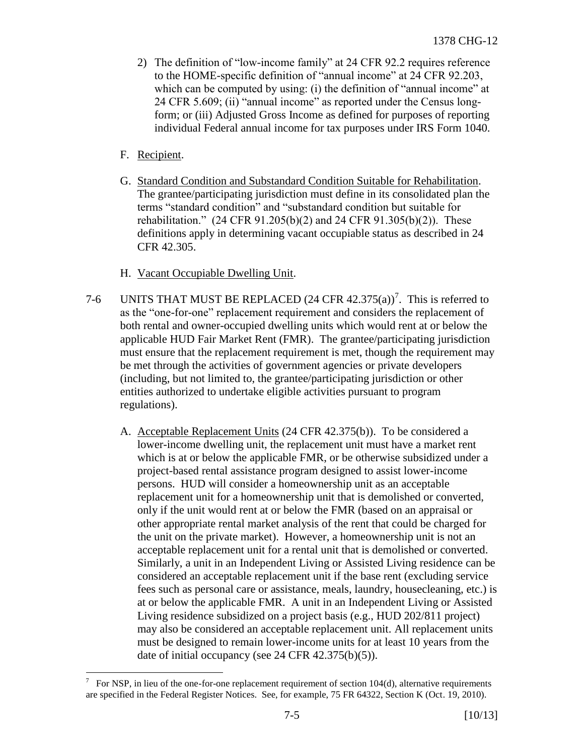2) The definition of "low-income family" at 24 CFR 92.2 requires reference to the HOME-specific definition of "annual income" at 24 CFR 92.203, which can be computed by using: (i) the definition of "annual income" at 24 CFR 5.609; (ii) "annual income" as reported under the Census long-form; or (iii) Adjusted Gross Income as defined for purposes of reporting individual Federal annual income for tax purposes under IRS Form 1040.

F. Recipient.

G. Standard Condition and Substandard Condition Suitable for Rehabilitation. The grantee/participating jurisdiction must define in its consolidated plan the terms "standard condition" and "substandard condition but suitable for rehabilitation." (24 CFR 91.205(b)(2) and 24 CFR 91.305(b)(2)). These definitions apply in determining vacant occupiable status as described in 24 CFR 42.305.

H. Vacant Occupiable Dwelling Unit.

7-6 UNITS THAT MUST BE REPLACED (24 CFR 42.375(a))[7]. This is referred to as the "one-for-one" replacement requirement and considers the replacement of both rental and owner-occupied dwelling units which would rent at or below the applicable HUD Fair Market Rent (FMR). The grantee/participating jurisdiction must ensure that the replacement requirement is met, though the requirement may be met through the activities of government agencies or private developers (including, but not limited to, the grantee/participating jurisdiction or other entities authorized to undertake eligible activities pursuant to program regulations).

A. Acceptable Replacement Units (24 CFR 42.375(b)). To be considered a lower-income dwelling unit, the replacement unit must have a market rent which is at or below the applicable FMR, or be otherwise subsidized under a project-based rental assistance program designed to assist lower-income persons. HUD will consider a homeownership unit as an acceptable replacement unit for a homeownership unit that is demolished or converted, only if the unit would rent at or below the FMR (based on an appraisal or other appropriate rental market analysis of the rent that could be charged for the unit on the private market). However, a homeownership unit is not an acceptable replacement unit for a rental unit that is demolished or converted. Similarly, a unit in an Independent Living or Assisted Living residence can be considered an acceptable replacement unit if the base rent (excluding service fees such as personal care or assistance, meals, laundry, housecleaning, etc.) is at or below the applicable FMR. A unit in an Independent Living or Assisted Living residence subsidized on a project basis (e.g., HUD 202/811 project) may also be considered an acceptable replacement unit. All replacement units must be designed to remain lower-income units for at least 10 years from the date of initial occupancy (see 24 CFR 42.375(b)(5)).

[7] For NSP, in lieu of the one-for-one replacement requirement of section 104(d), alternative requirements are specified in the Federal Register Notices. See, for example, 75 FR 64322, Section K (Oct. 19, 2010).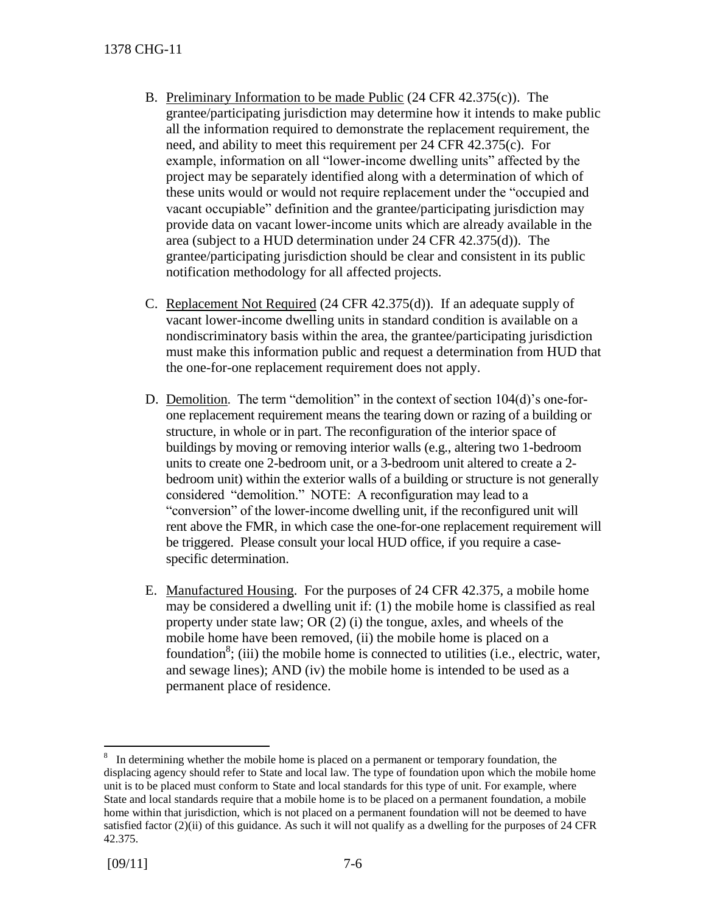B. Preliminary Information to be made Public (24 CFR 42.375(c)). The grantee/participating jurisdiction may determine how it intends to make public all the information required to demonstrate the replacement requirement, the need, and ability to meet this requirement per 24 CFR 42.375(c). For example, information on all "lower-income dwelling units" affected by the project may be separately identified along with a determination of which of these units would or would not require replacement under the "occupied and vacant occupiable" definition and the grantee/participating jurisdiction may provide data on vacant lower-income units which are already available in the area (subject to a HUD determination under 24 CFR 42.375(d)). The grantee/participating jurisdiction should be clear and consistent in its public notification methodology for all affected projects.

C. Replacement Not Required (24 CFR 42.375(d)). If an adequate supply of vacant lower-income dwelling units in standard condition is available on a nondiscriminatory basis within the area, the grantee/participating jurisdiction must make this information public and request a determination from HUD that the one-for-one replacement requirement does not apply.

D. Demolition. The term "demolition" in the context of section 104(d)'s one-for-one replacement requirement means the tearing down or razing of a building or structure, in whole or in part. The reconfiguration of the interior space of buildings by moving or removing interior walls (e.g., altering two 1-bedroom units to create one 2-bedroom unit, or a 3-bedroom unit altered to create a 2-bedroom unit) within the exterior walls of a building or structure is not generally considered "demolition." NOTE: A reconfiguration may lead to a "conversion" of the lower-income dwelling unit, if the reconfigured unit will rent above the FMR, in which case the one-for-one replacement requirement will be triggered. Please consult your local HUD office, if you require a case-specific determination.

E. Manufactured Housing. For the purposes of 24 CFR 42.375, a mobile home may be considered a dwelling unit if: (1) the mobile home is classified as real property under state law; OR (2) (i) the tongue, axles, and wheels of the mobile home have been removed, (ii) the mobile home is placed on a foundation[8]; (iii) the mobile home is connected to utilities (i.e., electric, water, and sewage lines); AND (iv) the mobile home is intended to be used as a permanent place of residence.

---

[8] In determining whether the mobile home is placed on a permanent or temporary foundation, the displacing agency should refer to State and local law. The type of foundation upon which the mobile home unit is to be placed must conform to State and local standards for this type of unit. For example, where State and local standards require that a mobile home is to be placed on a permanent foundation, a mobile home within that jurisdiction, which is not placed on a permanent foundation will not be deemed to have satisfied factor (2)(ii) of this guidance. As such it will not qualify as a dwelling for the purposes of 24 CFR 42.375.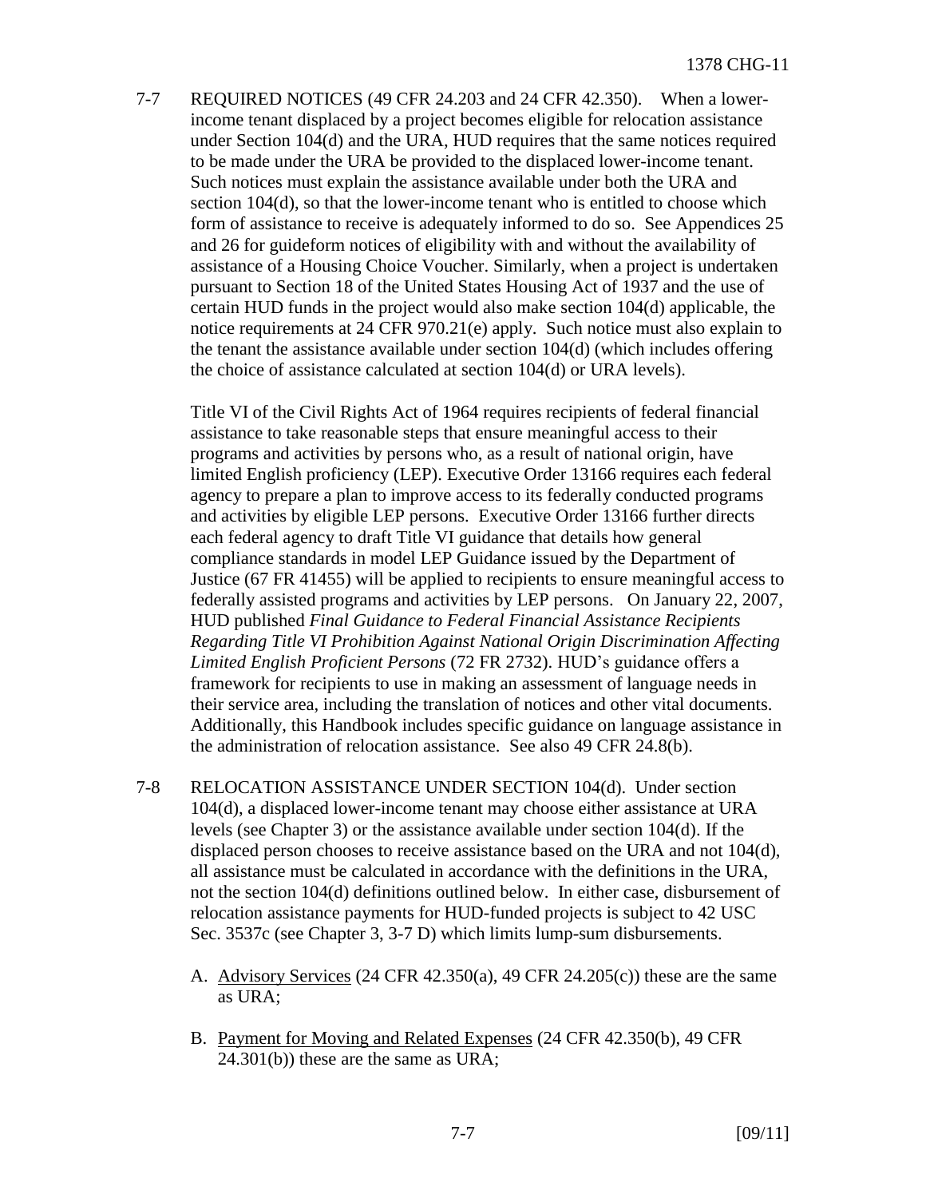7-7 REQUIRED NOTICES (49 CFR 24.203 and 24 CFR 42.350). When a lower-income tenant displaced by a project becomes eligible for relocation assistance under Section 104(d) and the URA, HUD requires that the same notices required to be made under the URA be provided to the displaced lower-income tenant. Such notices must explain the assistance available under both the URA and section 104(d), so that the lower-income tenant who is entitled to choose which form of assistance to receive is adequately informed to do so. See Appendices 25 and 26 for guideform notices of eligibility with and without the availability of assistance of a Housing Choice Voucher. Similarly, when a project is undertaken pursuant to Section 18 of the United States Housing Act of 1937 and the use of certain HUD funds in the project would also make section 104(d) applicable, the notice requirements at 24 CFR 970.21(e) apply. Such notice must also explain to the tenant the assistance available under section 104(d) (which includes offering the choice of assistance calculated at section 104(d) or URA levels).

Title VI of the Civil Rights Act of 1964 requires recipients of federal financial assistance to take reasonable steps that ensure meaningful access to their programs and activities by persons who, as a result of national origin, have limited English proficiency (LEP). Executive Order 13166 requires each federal agency to prepare a plan to improve access to its federally conducted programs and activities by eligible LEP persons. Executive Order 13166 further directs each federal agency to draft Title VI guidance that details how general compliance standards in model LEP Guidance issued by the Department of Justice (67 FR 41455) will be applied to recipients to ensure meaningful access to federally assisted programs and activities by LEP persons. On January 22, 2007, HUD published *Final Guidance to Federal Financial Assistance Recipients Regarding Title VI Prohibition Against National Origin Discrimination Affecting Limited English Proficient Persons* (72 FR 2732). HUD's guidance offers a framework for recipients to use in making an assessment of language needs in their service area, including the translation of notices and other vital documents. Additionally, this Handbook includes specific guidance on language assistance in the administration of relocation assistance. See also 49 CFR 24.8(b).

7-8 RELOCATION ASSISTANCE UNDER SECTION 104(d). Under section 104(d), a displaced lower-income tenant may choose either assistance at URA levels (see Chapter 3) or the assistance available under section 104(d). If the displaced person chooses to receive assistance based on the URA and not 104(d), all assistance must be calculated in accordance with the definitions in the URA, not the section 104(d) definitions outlined below. In either case, disbursement of relocation assistance payments for HUD-funded projects is subject to 42 USC Sec. 3537c (see Chapter 3, 3-7 D) which limits lump-sum disbursements.

A. Advisory Services (24 CFR 42.350(a), 49 CFR 24.205(c)) these are the same as URA;

B. Payment for Moving and Related Expenses (24 CFR 42.350(b), 49 CFR 24.301(b)) these are the same as URA;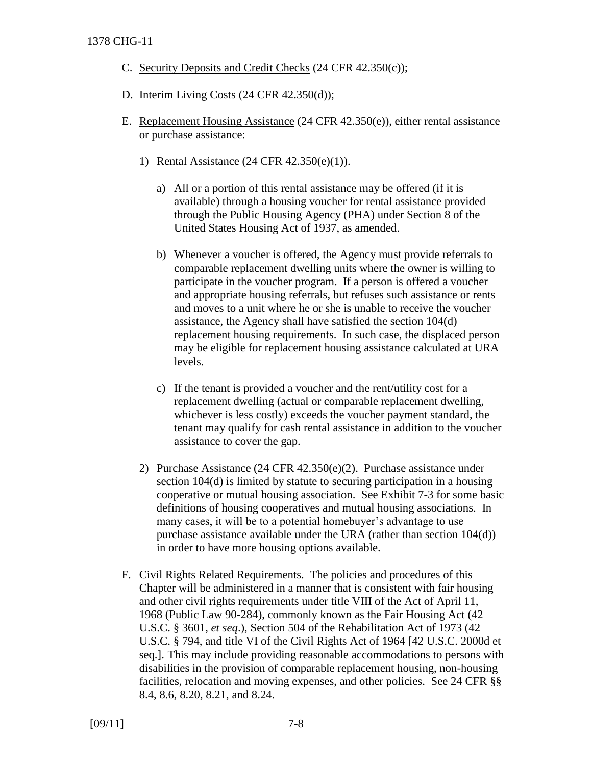C. Security Deposits and Credit Checks (24 CFR 42.350(c));

D. Interim Living Costs (24 CFR 42.350(d));

E. Replacement Housing Assistance (24 CFR 42.350(e)), either rental assistance or purchase assistance:

   1) Rental Assistance (24 CFR 42.350(e)(1)).

      a) All or a portion of this rental assistance may be offered (if it is available) through a housing voucher for rental assistance provided through the Public Housing Agency (PHA) under Section 8 of the United States Housing Act of 1937, as amended.

      b) Whenever a voucher is offered, the Agency must provide referrals to comparable replacement dwelling units where the owner is willing to participate in the voucher program. If a person is offered a voucher and appropriate housing referrals, but refuses such assistance or rents and moves to a unit where he or she is unable to receive the voucher assistance, the Agency shall have satisfied the section 104(d) replacement housing requirements. In such case, the displaced person may be eligible for replacement housing assistance calculated at URA levels.

      c) If the tenant is provided a voucher and the rent/utility cost for a replacement dwelling (actual or comparable replacement dwelling, whichever is less costly) exceeds the voucher payment standard, the tenant may qualify for cash rental assistance in addition to the voucher assistance to cover the gap.

   2) Purchase Assistance (24 CFR 42.350(e)(2). Purchase assistance under section 104(d) is limited by statute to securing participation in a housing cooperative or mutual housing association. See Exhibit 7-3 for some basic definitions of housing cooperatives and mutual housing associations. In many cases, it will be to a potential homebuyer's advantage to use purchase assistance available under the URA (rather than section 104(d)) in order to have more housing options available.

F. Civil Rights Related Requirements. The policies and procedures of this Chapter will be administered in a manner that is consistent with fair housing and other civil rights requirements under title VIII of the Act of April 11, 1968 (Public Law 90-284), commonly known as the Fair Housing Act (42 U.S.C. § 3601, *et seq*.), Section 504 of the Rehabilitation Act of 1973 (42 U.S.C. § 794, and title VI of the Civil Rights Act of 1964 [42 U.S.C. 2000d et seq.]. This may include providing reasonable accommodations to persons with disabilities in the provision of comparable replacement housing, non-housing facilities, relocation and moving expenses, and other policies. See 24 CFR §§ 8.4, 8.6, 8.20, 8.21, and 8.24.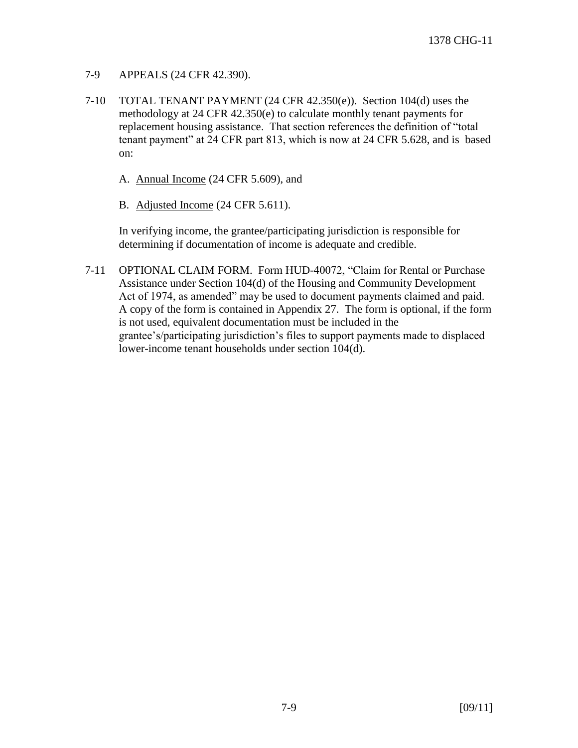7-9 APPEALS (24 CFR 42.390).

7-10 TOTAL TENANT PAYMENT (24 CFR 42.350(e)). Section 104(d) uses the methodology at 24 CFR 42.350(e) to calculate monthly tenant payments for replacement housing assistance. That section references the definition of "total tenant payment" at 24 CFR part 813, which is now at 24 CFR 5.628, and is based on:

A. Annual Income (24 CFR 5.609), and

B. Adjusted Income (24 CFR 5.611).

In verifying income, the grantee/participating jurisdiction is responsible for determining if documentation of income is adequate and credible.

7-11 OPTIONAL CLAIM FORM. Form HUD-40072, "Claim for Rental or Purchase Assistance under Section 104(d) of the Housing and Community Development Act of 1974, as amended" may be used to document payments claimed and paid. A copy of the form is contained in Appendix 27. The form is optional, if the form is not used, equivalent documentation must be included in the grantee's/participating jurisdiction's files to support payments made to displaced lower-income tenant households under section 104(d).